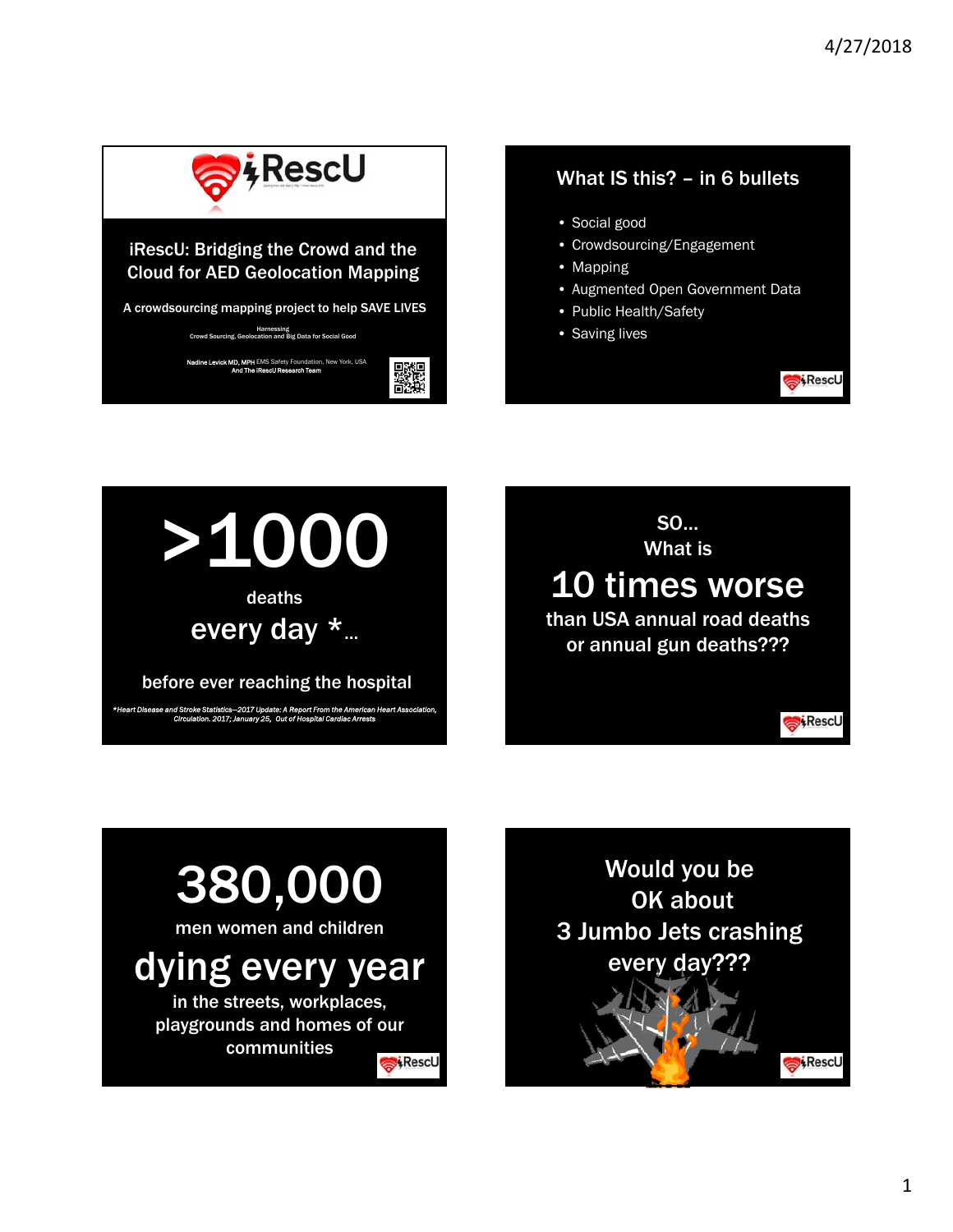# iRescU: Bridging the Crowd and the Cloud for AED Geolocation Mapping

A crowdsourcing mapping project to help SAVE LIVES

Harnessing
Crowd Sourcing, Geolocation and Big Data for Social Good

Nadine Levick MD, MPH EMS Safety Foundation, New York, USA
And The iRescU Research Team

---

## What IS this? – in 6 bullets

- Social good
- Crowdsourcing/Engagement
- Mapping
- Augmented Open Government Data
- Public Health/Safety
- Saving lives

---

# >1000

deaths

every day *...

before ever reaching the hospital

*Heart Disease and Stroke Statistics—2017 Update: A Report From the American Heart Association, Circulation. 2017; January 25, Out of Hospital Cardiac Arrests

---

SO...
What is

# 10 times worse

than USA annual road deaths
or annual gun deaths???

---

# 380,000

men women and children

## dying every year

in the streets, workplaces, playgrounds and homes of our communities

---

Would you be
OK about
3 Jumbo Jets crashing
every day???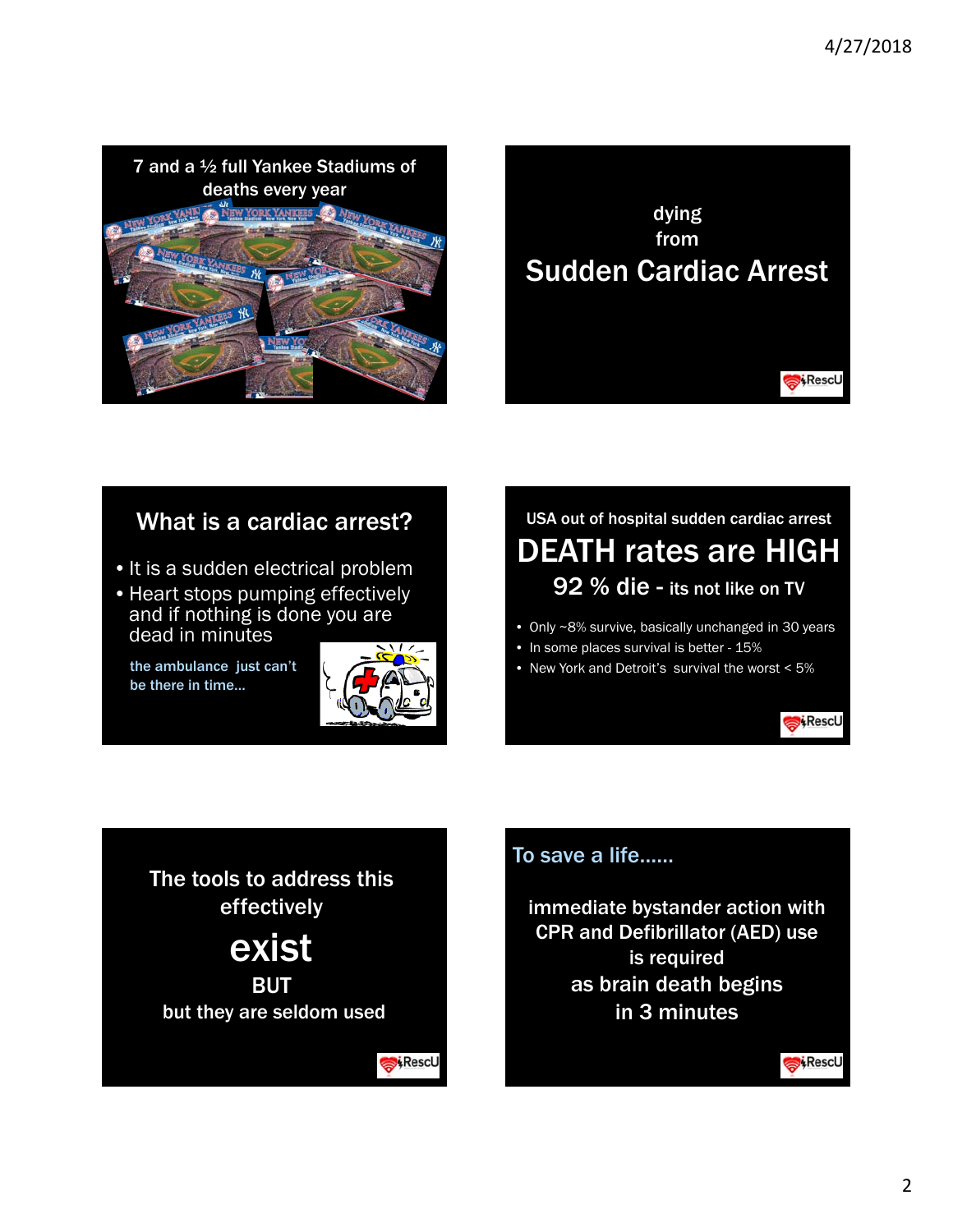7 and a ½ full Yankee Stadiums of deaths every year

dying from

## Sudden Cardiac Arrest

## What is a cardiac arrest?

- It is a sudden electrical problem
- Heart stops pumping effectively and if nothing is done you are dead in minutes

the ambulance just can't be there in time…

USA out of hospital sudden cardiac arrest

## DEATH rates are HIGH

**92 % die - its not like on TV**

- Only ~8% survive, basically unchanged in 30 years
- In some places survival is better - 15%
- New York and Detroit's survival the worst < 5%

The tools to address this effectively

**exist**

**BUT**

but they are seldom used

### To save a life……

immediate bystander action with CPR and Defibrillator (AED) use is required as brain death begins in 3 minutes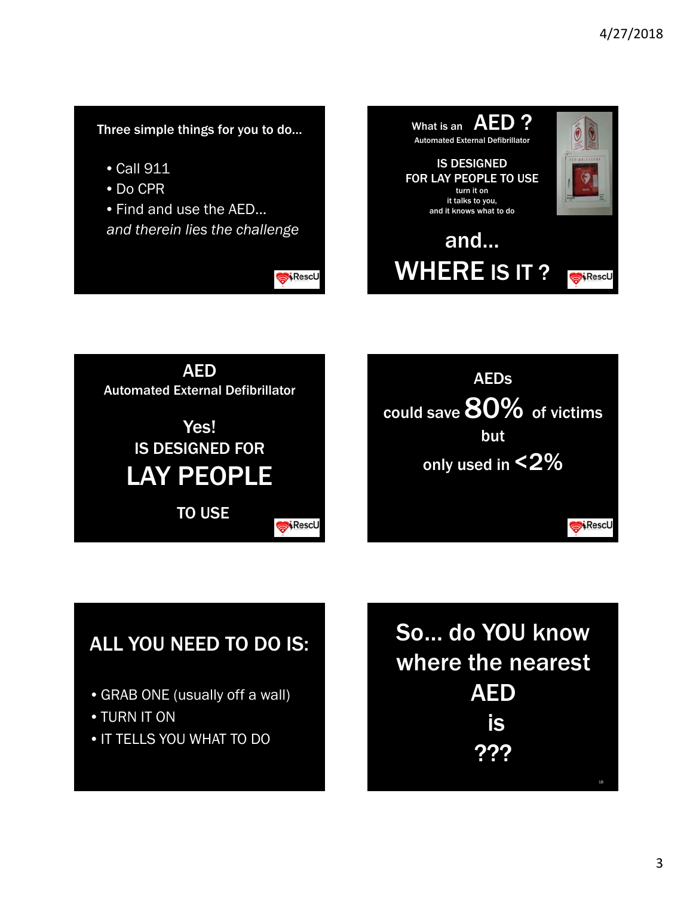Three simple things for you to do…

- Call 911
- Do CPR
- Find and use the AED…

*and therein lies the challenge*

---

What is an **AED ?**

Automated External Defibrillator

IS DESIGNED
FOR LAY PEOPLE TO USE

turn it on
it talks to you,
and it knows what to do

and…

**WHERE IS IT ?**

---

AED
Automated External Defibrillator

Yes!
IS DESIGNED FOR
**LAY PEOPLE**
TO USE

---

AEDs
could save **80%** of victims
but
only used in **<2%**

---

ALL YOU NEED TO DO IS:

- GRAB ONE (usually off a wall)
- TURN IT ON
- IT TELLS YOU WHAT TO DO

---

So… do YOU know where the nearest AED is ???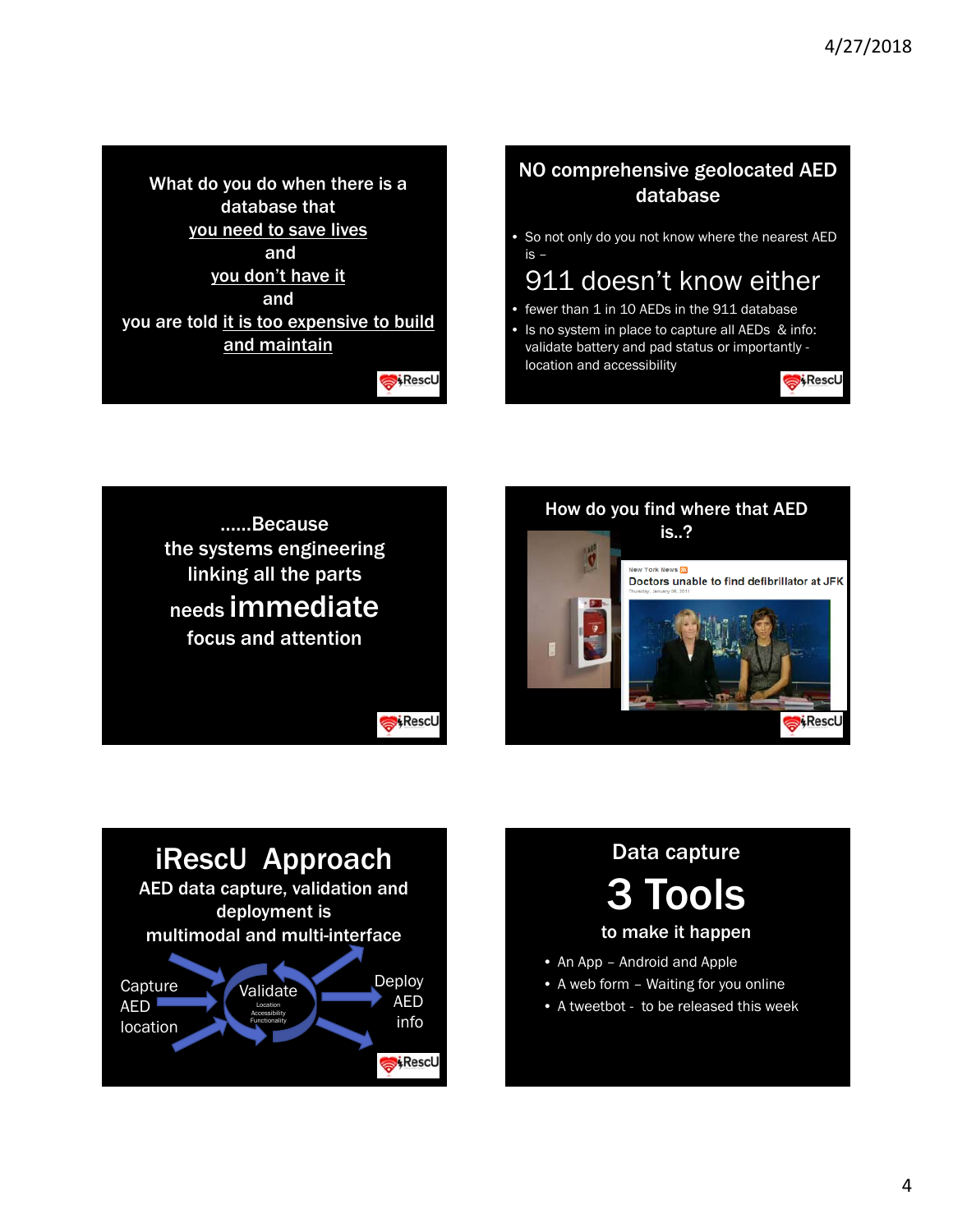What do you do when there is a database that <u>you need to save lives</u> and <u>you don't have it</u> and you are told <u>it is too expensive to build and maintain</u>

iRescU

## NO comprehensive geolocated AED database

- So not only do you not know where the nearest AED is –

911 doesn't know either

- fewer than 1 in 10 AEDs in the 911 database
- Is no system in place to capture all AEDs & info: validate battery and pad status or importantly - location and accessibility

iRescU

......Because the systems engineering linking all the parts needs **immediate** focus and attention

iRescU

## How do you find where that AED is..?

New York News

Doctors unable to find defibrillator at JFK

Thursday, January 06, 2011

iRescU

# iRescU Approach

AED data capture, validation and deployment is multimodal and multi-interface

Capture AED location → Validate (Location, Accessibility, Functionality) → Deploy AED info

iRescU

## Data capture

# 3 Tools

to make it happen

- An App – Android and Apple
- A web form – Waiting for you online
- A tweetbot - to be released this week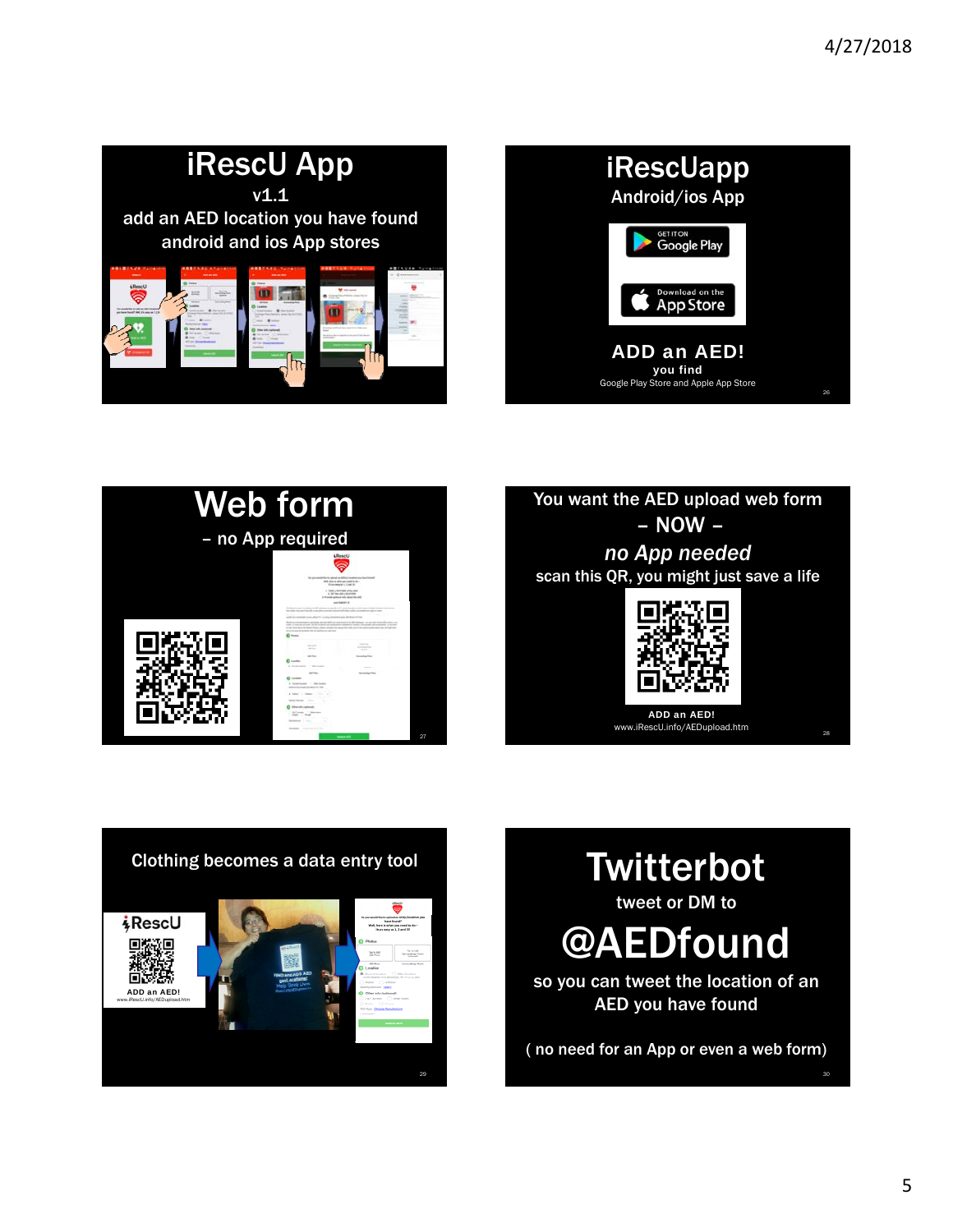## iRescU App

v1.1

add an AED location you have found

android and ios App stores

## iRescUapp

Android/ios App

GET IT ON Google Play

Download on the App Store

**ADD an AED!**

you find

Google Play Store and Apple App Store

## Web form

– no App required

You want the AED upload web form

– NOW –

*no App needed*

scan this QR, you might just save a life

ADD an AED!

www.iRescU.info/AEDupload.htm

Clothing becomes a data entry tool

iRescU

ADD an AED!

www.iRescU.info/AEDupload.htm

## Twitterbot

tweet or DM to

**@AEDfound**

so you can tweet the location of an AED you have found

( no need for an App or even a web form)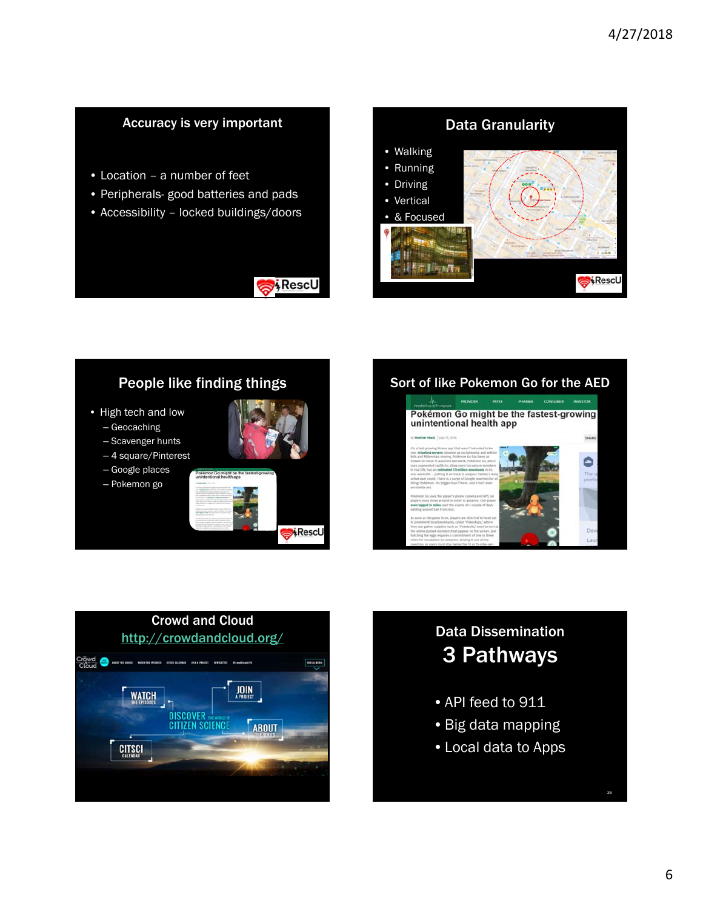## Accuracy is very important

- Location – a number of feet
- Peripherals- good batteries and pads
- Accessibility – locked buildings/doors

## Data Granularity

- Walking
- Running
- Driving
- Vertical
- & Focused

## People like finding things

- High tech and low
  - Geocaching
  - Scavenger hunts
  - 4 square/Pinterest
  - Google places
  - Pokemon go

## Sort of like Pokemon Go for the AED

Pokémon Go might be the fastest-growing unintentional health app

## Crowd and Cloud

http://crowdandcloud.org/

## Data Dissemination

## 3 Pathways

- API feed to 911
- Big data mapping
- Local data to Apps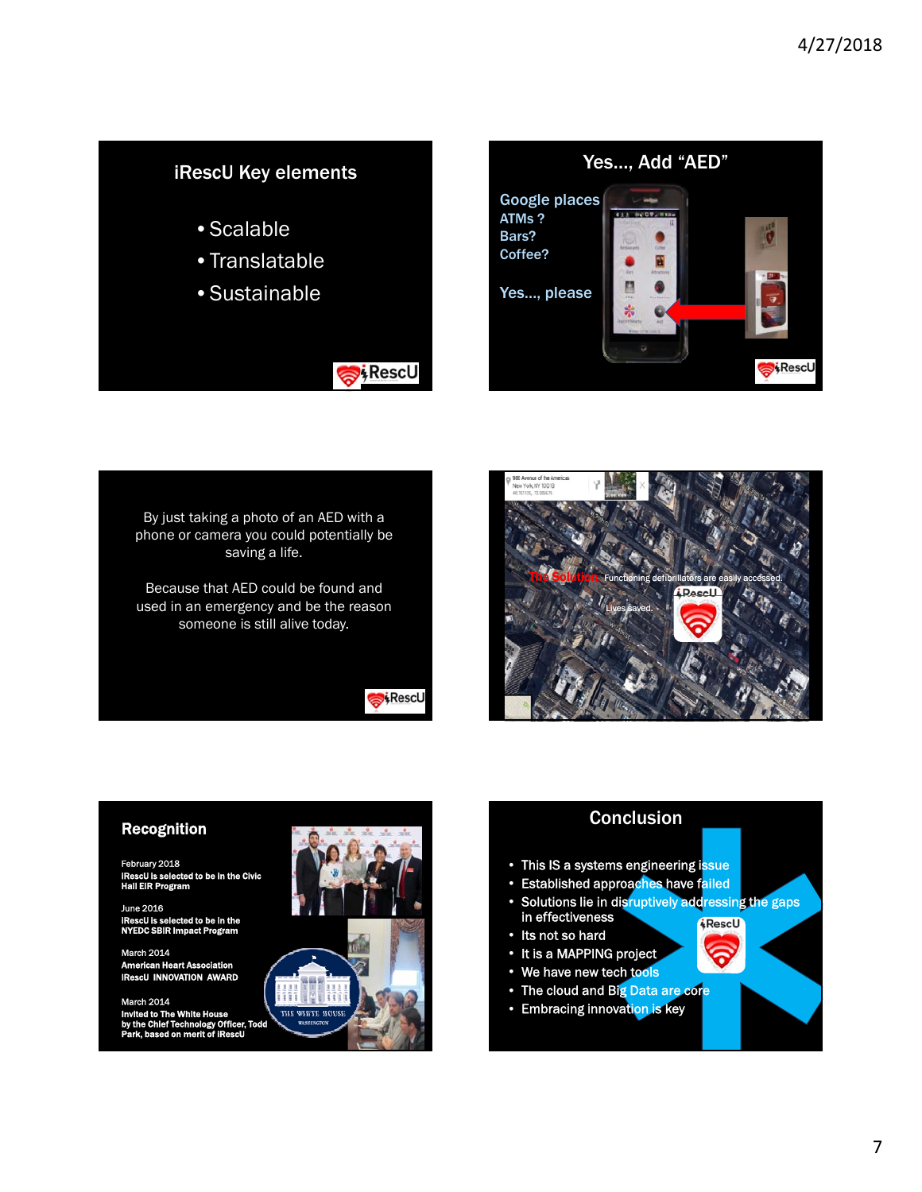## iRescU Key elements

- Scalable
- Translatable
- Sustainable

## Yes..., Add "AED"

Google places
ATMs ?
Bars?
Coffee?

Yes..., please

By just taking a photo of an AED with a phone or camera you could potentially be saving a life.

Because that AED could be found and used in an emergency and be the reason someone is still alive today.

The Solution: Functioning defibrillators are easily accessed.

Lives saved.

## Recognition

February 2018
**iRescU is selected to be in the Civic Hall EIR Program**

June 2016
**iRescU is selected to be in the NYEDC SBIR Impact Program**

March 2014
**American Heart Association**
**iRescU INNOVATION AWARD**

March 2014
**Invited to The White House by the Chief Technology Officer, Todd Park, based on merit of iRescU**

## Conclusion

- This IS a systems engineering issue
- Established approaches have failed
- Solutions lie in disruptively addressing the gaps in effectiveness
- Its not so hard
- It is a MAPPING project
- We have new tech tools
- The cloud and Big Data are core
- Embracing innovation is key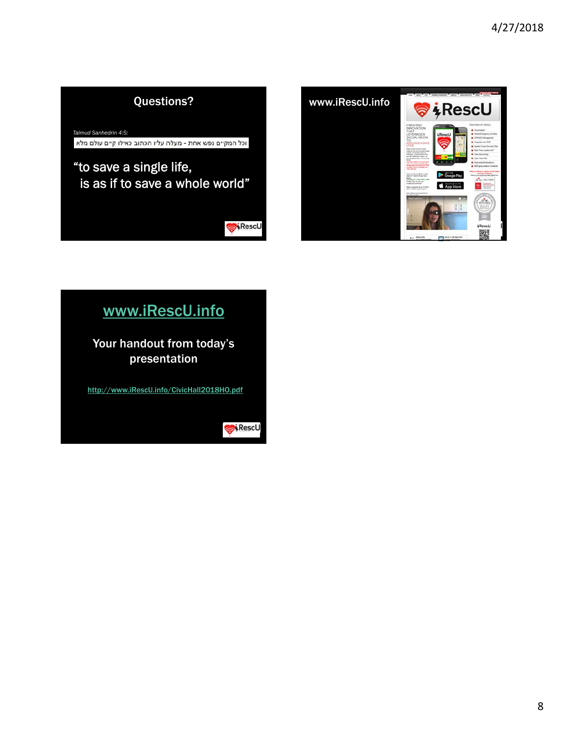## Questions?

*Talmud Sanhedrin 4:5:*

וכל המקיים נפש אחת - מעלה עליו הכתוב כאילו קיים עולם מלא

"to save a single life,
is as if to save a whole world"

iRescU

## www.iRescU.info

## www.iRescU.info

Your handout from today's presentation

http://www.iRescU.info/CivicHall2018HO.pdf

iRescU